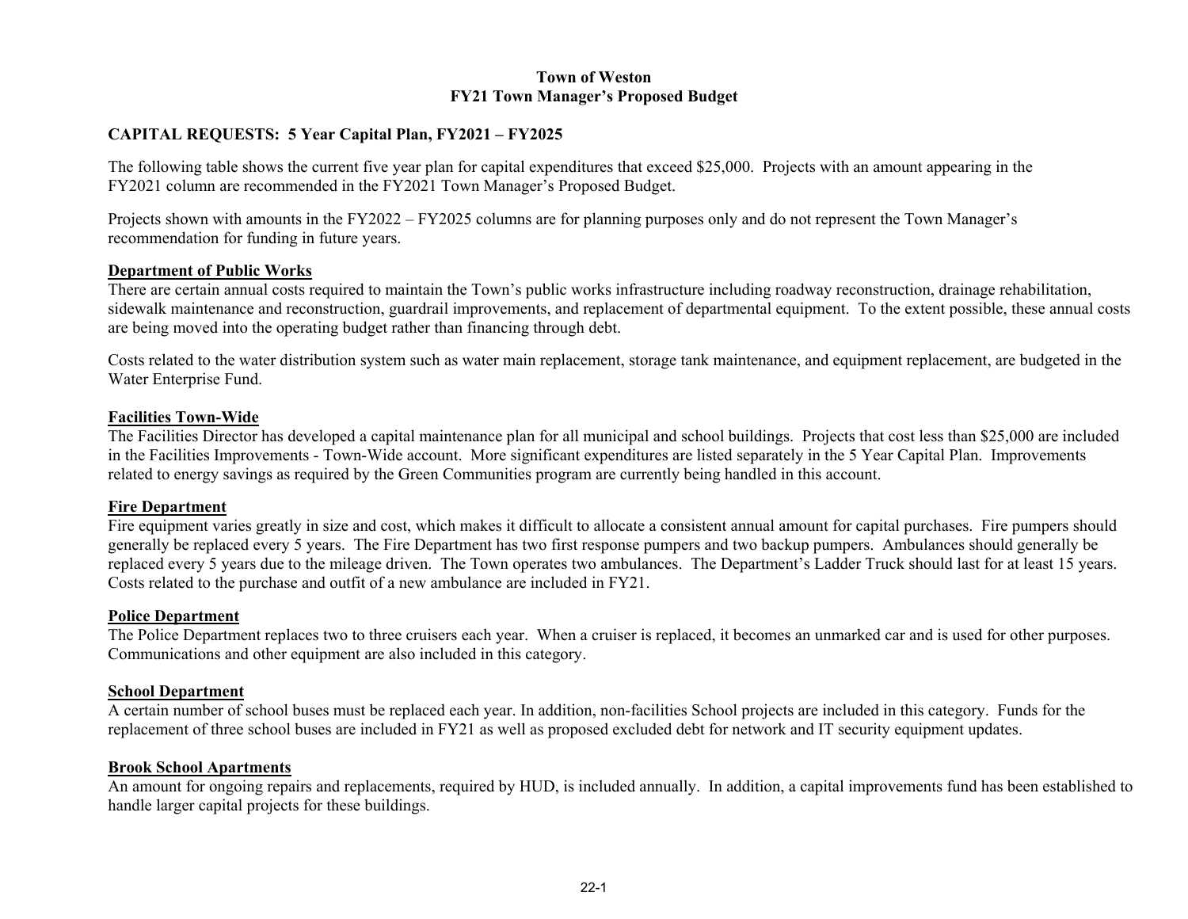**Town of Weston**
**FY21 Town Manager's Proposed Budget**

## CAPITAL REQUESTS: 5 Year Capital Plan, FY2021 – FY2025

The following table shows the current five year plan for capital expenditures that exceed $25,000. Projects with an amount appearing in the FY2021 column are recommended in the FY2021 Town Manager's Proposed Budget.

Projects shown with amounts in the FY2022 – FY2025 columns are for planning purposes only and do not represent the Town Manager's recommendation for funding in future years.

### Department of Public Works

There are certain annual costs required to maintain the Town's public works infrastructure including roadway reconstruction, drainage rehabilitation, sidewalk maintenance and reconstruction, guardrail improvements, and replacement of departmental equipment. To the extent possible, these annual costs are being moved into the operating budget rather than financing through debt.

Costs related to the water distribution system such as water main replacement, storage tank maintenance, and equipment replacement, are budgeted in the Water Enterprise Fund.

### Facilities Town-Wide

The Facilities Director has developed a capital maintenance plan for all municipal and school buildings. Projects that cost less than $25,000 are included in the Facilities Improvements - Town-Wide account. More significant expenditures are listed separately in the 5 Year Capital Plan. Improvements related to energy savings as required by the Green Communities program are currently being handled in this account.

### Fire Department

Fire equipment varies greatly in size and cost, which makes it difficult to allocate a consistent annual amount for capital purchases. Fire pumpers should generally be replaced every 5 years. The Fire Department has two first response pumpers and two backup pumpers. Ambulances should generally be replaced every 5 years due to the mileage driven. The Town operates two ambulances. The Department's Ladder Truck should last for at least 15 years. Costs related to the purchase and outfit of a new ambulance are included in FY21.

### Police Department

The Police Department replaces two to three cruisers each year. When a cruiser is replaced, it becomes an unmarked car and is used for other purposes. Communications and other equipment are also included in this category.

### School Department

A certain number of school buses must be replaced each year. In addition, non-facilities School projects are included in this category. Funds for the replacement of three school buses are included in FY21 as well as proposed excluded debt for network and IT security equipment updates.

### Brook School Apartments

An amount for ongoing repairs and replacements, required by HUD, is included annually. In addition, a capital improvements fund has been established to handle larger capital projects for these buildings.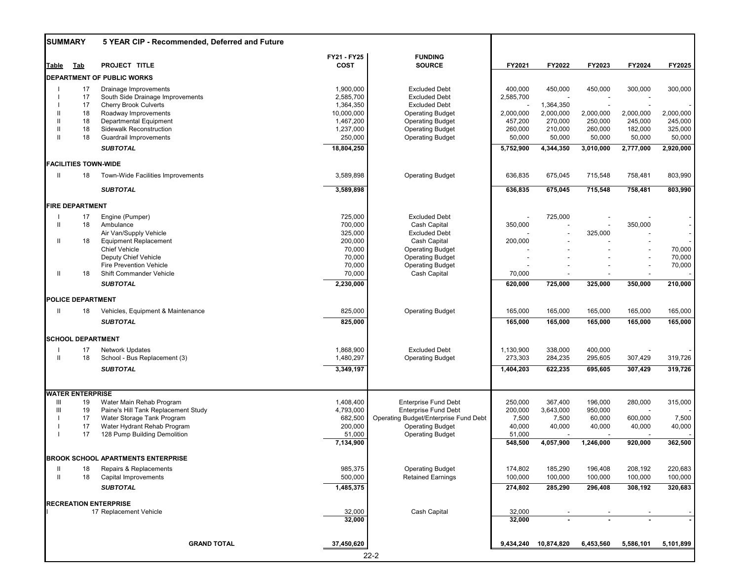| Table | Tab | SUMMARY 5 YEAR CIP - Recommended, Deferred and Future PROJECT TITLE | FY21 - FY25 COST | FUNDING SOURCE | FY2021 | FY2022 | FY2023 | FY2024 | FY2025 |
|---|---|---|---|---|---|---|---|---|---|
| **DEPARTMENT OF PUBLIC WORKS** | | | | | | | | | |
| I | 17 | Drainage Improvements | 1,900,000 | Excluded Debt | 400,000 | 450,000 | 450,000 | 300,000 | 300,000 |
| I | 17 | South Side Drainage Improvements | 2,585,700 | Excluded Debt | 2,585,700 | - | - | - | |
| I | 17 | Cherry Brook Culverts | 1,364,350 | Excluded Debt | - | 1,364,350 | - | - | - |
| II | 18 | Roadway Improvements | 10,000,000 | Operating Budget | 2,000,000 | 2,000,000 | 2,000,000 | 2,000,000 | 2,000,000 |
| II | 18 | Departmental Equipment | 1,467,200 | Operating Budget | 457,200 | 270,000 | 250,000 | 245,000 | 245,000 |
| II | 18 | Sidewalk Reconstruction | 1,237,000 | Operating Budget | 260,000 | 210,000 | 260,000 | 182,000 | 325,000 |
| II | 18 | Guardrail Improvements | 250,000 | Operating Budget | 50,000 | 50,000 | 50,000 | 50,000 | 50,000 |
| | | ***SUBTOTAL*** | **18,804,250** | | **5,752,900** | **4,344,350** | **3,010,000** | **2,777,000** | **2,920,000** |
| **FACILITIES TOWN-WIDE** | | | | | | | | | |
| II | 18 | Town-Wide Facilities Improvements | 3,589,898 | Operating Budget | 636,835 | 675,045 | 715,548 | 758,481 | 803,990 |
| | | ***SUBTOTAL*** | **3,589,898** | | **636,835** | **675,045** | **715,548** | **758,481** | **803,990** |
| **FIRE DEPARTMENT** | | | | | | | | | |
| I | 17 | Engine (Pumper) | 725,000 | Excluded Debt | - | 725,000 | - | - | - |
| II | 18 | Ambulance | 700,000 | Cash Capital | 350,000 | - | - | 350,000 | - |
| | | Air Van/Supply Vehicle | 325,000 | Excluded Debt | - | - | 325,000 | - | - |
| II | 18 | Equipment Replacement | 200,000 | Cash Capital | 200,000 | - | - | - | - |
| | | Chief Vehicle | 70,000 | Operating Budget | - | - | - | - | 70,000 |
| | | Deputy Chief Vehicle | 70,000 | Operating Budget | - | - | - | - | 70,000 |
| | | Fire Prevention Vehicle | 70,000 | Operating Budget | - | - | - | - | 70,000 |
| II | 18 | Shift Commander Vehicle | 70,000 | Cash Capital | 70,000 | - | - | - | - |
| | | ***SUBTOTAL*** | **2,230,000** | | **620,000** | **725,000** | **325,000** | **350,000** | **210,000** |
| **POLICE DEPARTMENT** | | | | | | | | | |
| II | 18 | Vehicles, Equipment & Maintenance | 825,000 | Operating Budget | 165,000 | 165,000 | 165,000 | 165,000 | 165,000 |
| | | ***SUBTOTAL*** | **825,000** | | **165,000** | **165,000** | **165,000** | **165,000** | **165,000** |
| **SCHOOL DEPARTMENT** | | | | | | | | | |
| I | 17 | Network Updates | 1,868,900 | Excluded Debt | 1,130,900 | 338,000 | 400,000 | - | - |
| II | 18 | School - Bus Replacement (3) | 1,480,297 | Operating Budget | 273,303 | 284,235 | 295,605 | 307,429 | 319,726 |
| | | ***SUBTOTAL*** | **3,349,197** | | **1,404,203** | **622,235** | **695,605** | **307,429** | **319,726** |
| **WATER ENTERPRISE** | | | | | | | | | |
| III | 19 | Water Main Rehab Program | 1,408,400 | Enterprise Fund Debt | 250,000 | 367,400 | 196,000 | 280,000 | 315,000 |
| III | 19 | Paine's Hill Tank Replacement Study | 4,793,000 | Enterprise Fund Debt | 200,000 | 3,643,000 | 950,000 | - | - |
| I | 17 | Water Storage Tank Program | 682,500 | Operating Budget/Enterprise Fund Debt | 7,500 | 7,500 | 60,000 | 600,000 | 7,500 |
| I | 17 | Water Hydrant Rehab Program | 200,000 | Operating Budget | 40,000 | 40,000 | 40,000 | 40,000 | 40,000 |
| I | 17 | 128 Pump Building Demolition | 51,000 | Operating Budget | 51,000 | - | - | - | - |
| | | | **7,134,900** | | **548,500** | **4,057,900** | **1,246,000** | **920,000** | **362,500** |
| **BROOK SCHOOL APARTMENTS ENTERPRISE** | | | | | | | | | |
| II | 18 | Repairs & Replacements | 985,375 | Operating Budget | 174,802 | 185,290 | 196,408 | 208,192 | 220,683 |
| II | 18 | Capital Improvements | 500,000 | Retained Earnings | 100,000 | 100,000 | 100,000 | 100,000 | 100,000 |
| | | ***SUBTOTAL*** | **1,485,375** | | **274,802** | **285,290** | **296,408** | **308,192** | **320,683** |
| **RECREATION ENTERPRISE** | | | | | | | | | |
| I | 17 | Replacement Vehicle | 32,000 | Cash Capital | 32,000 | - | - | - | - |
| | | | **32,000** | | **32,000** | **-** | **-** | **-** | **-** |
| | | **GRAND TOTAL** | **37,450,620** | | **9,434,240** | **10,874,820** | **6,453,560** | **5,586,101** | **5,101,899** |